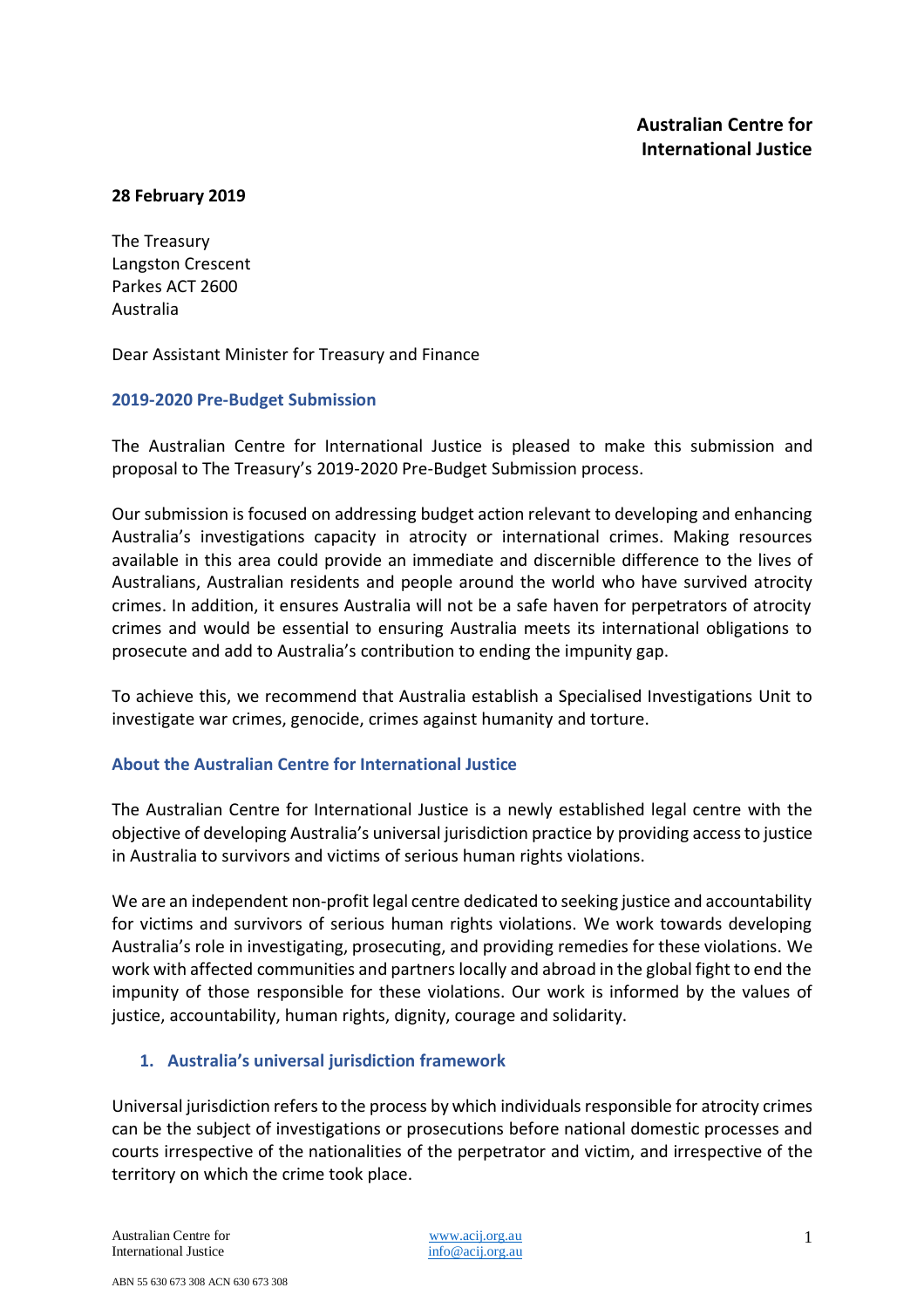**Australian Centre for International Justice**

**28 February 2019**

The Treasury
Langston Crescent
Parkes ACT 2600
Australia

Dear Assistant Minister for Treasury and Finance

## 2019-2020 Pre-Budget Submission

The Australian Centre for International Justice is pleased to make this submission and proposal to The Treasury's 2019-2020 Pre-Budget Submission process.

Our submission is focused on addressing budget action relevant to developing and enhancing Australia's investigations capacity in atrocity or international crimes. Making resources available in this area could provide an immediate and discernible difference to the lives of Australians, Australian residents and people around the world who have survived atrocity crimes. In addition, it ensures Australia will not be a safe haven for perpetrators of atrocity crimes and would be essential to ensuring Australia meets its international obligations to prosecute and add to Australia's contribution to ending the impunity gap.

To achieve this, we recommend that Australia establish a Specialised Investigations Unit to investigate war crimes, genocide, crimes against humanity and torture.

## About the Australian Centre for International Justice

The Australian Centre for International Justice is a newly established legal centre with the objective of developing Australia's universal jurisdiction practice by providing access to justice in Australia to survivors and victims of serious human rights violations.

We are an independent non-profit legal centre dedicated to seeking justice and accountability for victims and survivors of serious human rights violations. We work towards developing Australia's role in investigating, prosecuting, and providing remedies for these violations. We work with affected communities and partners locally and abroad in the global fight to end the impunity of those responsible for these violations. Our work is informed by the values of justice, accountability, human rights, dignity, courage and solidarity.

### 1. Australia's universal jurisdiction framework

Universal jurisdiction refers to the process by which individuals responsible for atrocity crimes can be the subject of investigations or prosecutions before national domestic processes and courts irrespective of the nationalities of the perpetrator and victim, and irrespective of the territory on which the crime took place.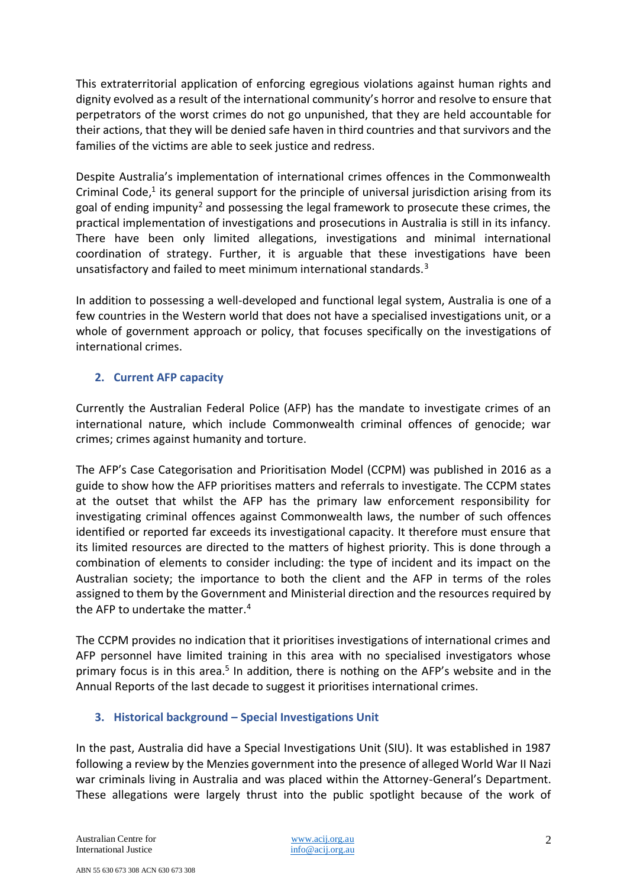This extraterritorial application of enforcing egregious violations against human rights and dignity evolved as a result of the international community's horror and resolve to ensure that perpetrators of the worst crimes do not go unpunished, that they are held accountable for their actions, that they will be denied safe haven in third countries and that survivors and the families of the victims are able to seek justice and redress.

Despite Australia's implementation of international crimes offences in the Commonwealth Criminal Code,[1] its general support for the principle of universal jurisdiction arising from its goal of ending impunity[2] and possessing the legal framework to prosecute these crimes, the practical implementation of investigations and prosecutions in Australia is still in its infancy. There have been only limited allegations, investigations and minimal international coordination of strategy. Further, it is arguable that these investigations have been unsatisfactory and failed to meet minimum international standards.[3]

In addition to possessing a well-developed and functional legal system, Australia is one of a few countries in the Western world that does not have a specialised investigations unit, or a whole of government approach or policy, that focuses specifically on the investigations of international crimes.

## 2. Current AFP capacity

Currently the Australian Federal Police (AFP) has the mandate to investigate crimes of an international nature, which include Commonwealth criminal offences of genocide; war crimes; crimes against humanity and torture.

The AFP's Case Categorisation and Prioritisation Model (CCPM) was published in 2016 as a guide to show how the AFP prioritises matters and referrals to investigate. The CCPM states at the outset that whilst the AFP has the primary law enforcement responsibility for investigating criminal offences against Commonwealth laws, the number of such offences identified or reported far exceeds its investigational capacity. It therefore must ensure that its limited resources are directed to the matters of highest priority. This is done through a combination of elements to consider including: the type of incident and its impact on the Australian society; the importance to both the client and the AFP in terms of the roles assigned to them by the Government and Ministerial direction and the resources required by the AFP to undertake the matter.[4]

The CCPM provides no indication that it prioritises investigations of international crimes and AFP personnel have limited training in this area with no specialised investigators whose primary focus is in this area.[5] In addition, there is nothing on the AFP's website and in the Annual Reports of the last decade to suggest it prioritises international crimes.

## 3. Historical background – Special Investigations Unit

In the past, Australia did have a Special Investigations Unit (SIU). It was established in 1987 following a review by the Menzies government into the presence of alleged World War II Nazi war criminals living in Australia and was placed within the Attorney-General's Department. These allegations were largely thrust into the public spotlight because of the work of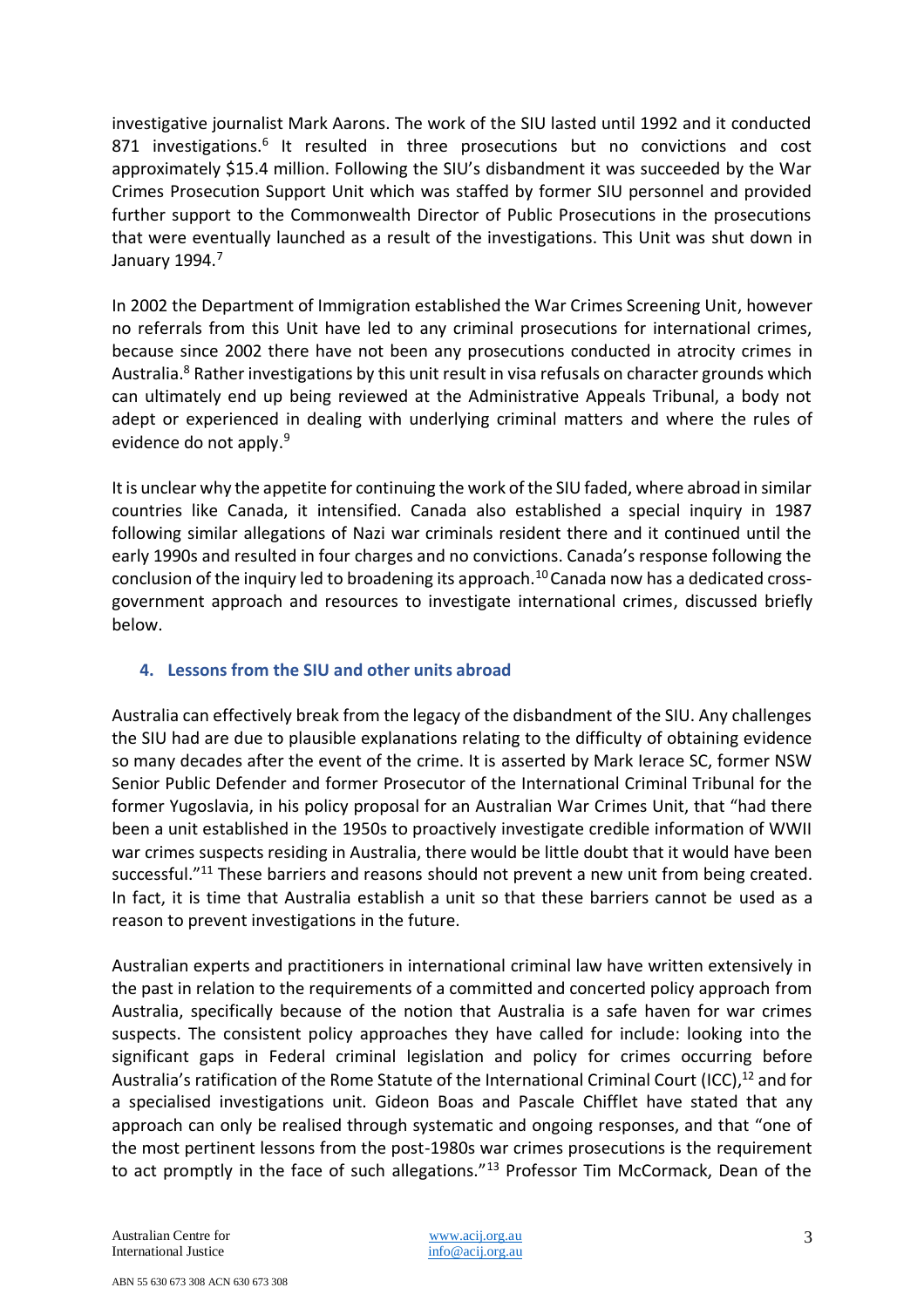investigative journalist Mark Aarons. The work of the SIU lasted until 1992 and it conducted 871 investigations.[6] It resulted in three prosecutions but no convictions and cost approximately $15.4 million. Following the SIU's disbandment it was succeeded by the War Crimes Prosecution Support Unit which was staffed by former SIU personnel and provided further support to the Commonwealth Director of Public Prosecutions in the prosecutions that were eventually launched as a result of the investigations. This Unit was shut down in January 1994.[7]

In 2002 the Department of Immigration established the War Crimes Screening Unit, however no referrals from this Unit have led to any criminal prosecutions for international crimes, because since 2002 there have not been any prosecutions conducted in atrocity crimes in Australia.[8] Rather investigations by this unit result in visa refusals on character grounds which can ultimately end up being reviewed at the Administrative Appeals Tribunal, a body not adept or experienced in dealing with underlying criminal matters and where the rules of evidence do not apply.[9]

It is unclear why the appetite for continuing the work of the SIU faded, where abroad in similar countries like Canada, it intensified. Canada also established a special inquiry in 1987 following similar allegations of Nazi war criminals resident there and it continued until the early 1990s and resulted in four charges and no convictions. Canada's response following the conclusion of the inquiry led to broadening its approach.[10] Canada now has a dedicated cross-government approach and resources to investigate international crimes, discussed briefly below.

## 4. Lessons from the SIU and other units abroad

Australia can effectively break from the legacy of the disbandment of the SIU. Any challenges the SIU had are due to plausible explanations relating to the difficulty of obtaining evidence so many decades after the event of the crime. It is asserted by Mark Ierace SC, former NSW Senior Public Defender and former Prosecutor of the International Criminal Tribunal for the former Yugoslavia, in his policy proposal for an Australian War Crimes Unit, that "had there been a unit established in the 1950s to proactively investigate credible information of WWII war crimes suspects residing in Australia, there would be little doubt that it would have been successful."[11] These barriers and reasons should not prevent a new unit from being created. In fact, it is time that Australia establish a unit so that these barriers cannot be used as a reason to prevent investigations in the future.

Australian experts and practitioners in international criminal law have written extensively in the past in relation to the requirements of a committed and concerted policy approach from Australia, specifically because of the notion that Australia is a safe haven for war crimes suspects. The consistent policy approaches they have called for include: looking into the significant gaps in Federal criminal legislation and policy for crimes occurring before Australia's ratification of the Rome Statute of the International Criminal Court (ICC),[12] and for a specialised investigations unit. Gideon Boas and Pascale Chifflet have stated that any approach can only be realised through systematic and ongoing responses, and that "one of the most pertinent lessons from the post-1980s war crimes prosecutions is the requirement to act promptly in the face of such allegations."[13] Professor Tim McCormack, Dean of the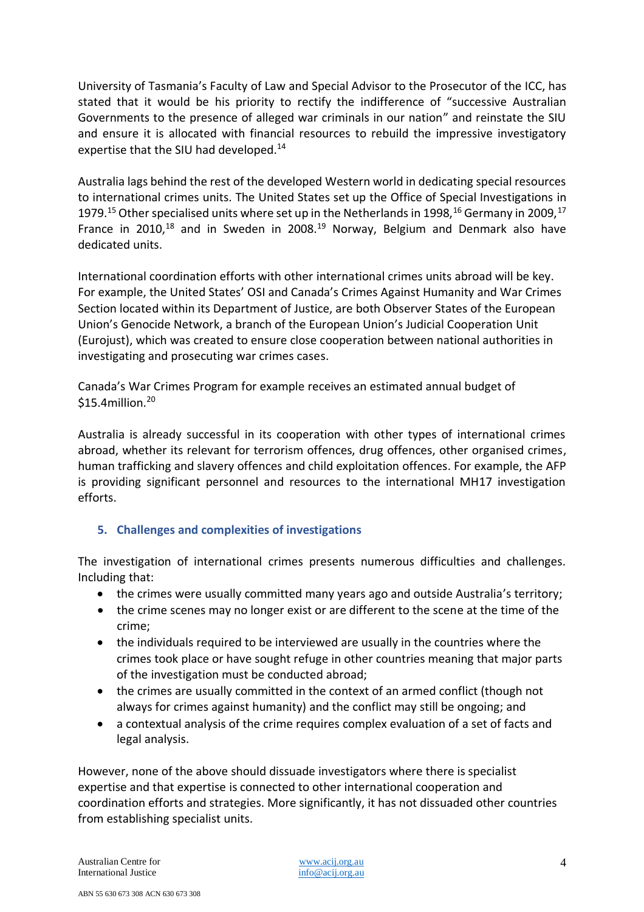University of Tasmania's Faculty of Law and Special Advisor to the Prosecutor of the ICC, has stated that it would be his priority to rectify the indifference of "successive Australian Governments to the presence of alleged war criminals in our nation" and reinstate the SIU and ensure it is allocated with financial resources to rebuild the impressive investigatory expertise that the SIU had developed.[14]

Australia lags behind the rest of the developed Western world in dedicating special resources to international crimes units. The United States set up the Office of Special Investigations in 1979.[15] Other specialised units where set up in the Netherlands in 1998,[16] Germany in 2009,[17] France in 2010,[18] and in Sweden in 2008.[19] Norway, Belgium and Denmark also have dedicated units.

International coordination efforts with other international crimes units abroad will be key. For example, the United States' OSI and Canada's Crimes Against Humanity and War Crimes Section located within its Department of Justice, are both Observer States of the European Union's Genocide Network, a branch of the European Union's Judicial Cooperation Unit (Eurojust), which was created to ensure close cooperation between national authorities in investigating and prosecuting war crimes cases.

Canada's War Crimes Program for example receives an estimated annual budget of $15.4million.[20]

Australia is already successful in its cooperation with other types of international crimes abroad, whether its relevant for terrorism offences, drug offences, other organised crimes, human trafficking and slavery offences and child exploitation offences. For example, the AFP is providing significant personnel and resources to the international MH17 investigation efforts.

## 5. Challenges and complexities of investigations

The investigation of international crimes presents numerous difficulties and challenges. Including that:

- the crimes were usually committed many years ago and outside Australia's territory;
- the crime scenes may no longer exist or are different to the scene at the time of the crime;
- the individuals required to be interviewed are usually in the countries where the crimes took place or have sought refuge in other countries meaning that major parts of the investigation must be conducted abroad;
- the crimes are usually committed in the context of an armed conflict (though not always for crimes against humanity) and the conflict may still be ongoing; and
- a contextual analysis of the crime requires complex evaluation of a set of facts and legal analysis.

However, none of the above should dissuade investigators where there is specialist expertise and that expertise is connected to other international cooperation and coordination efforts and strategies. More significantly, it has not dissuaded other countries from establishing specialist units.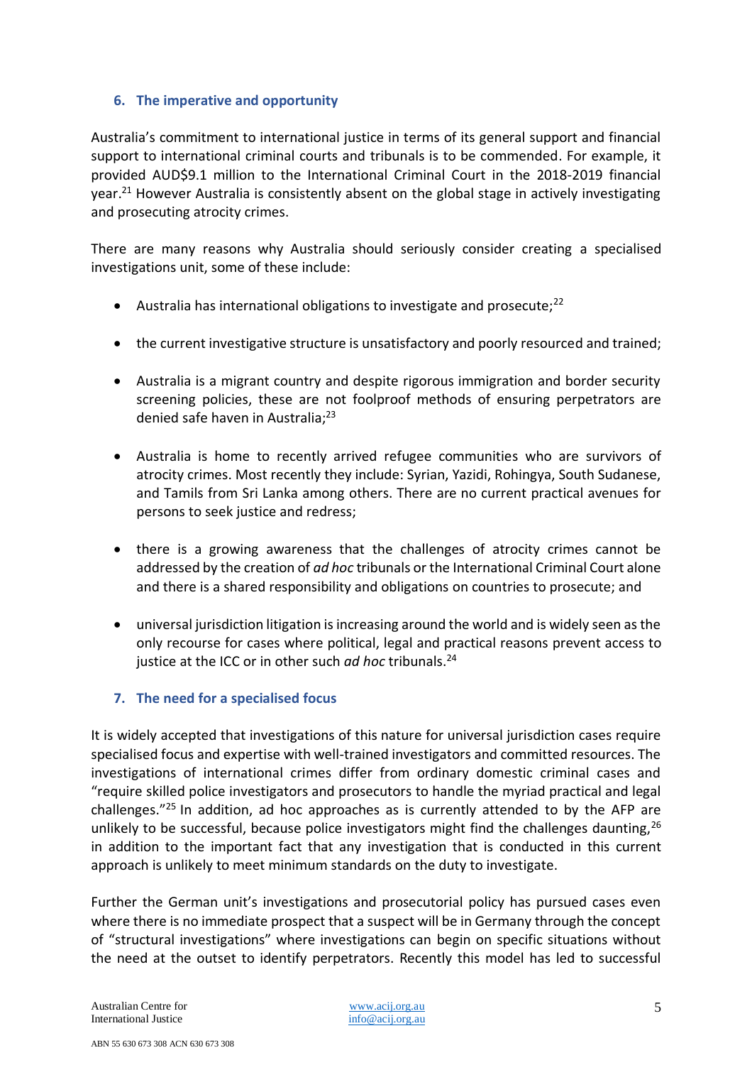## 6. The imperative and opportunity

Australia's commitment to international justice in terms of its general support and financial support to international criminal courts and tribunals is to be commended. For example, it provided AUD$9.1 million to the International Criminal Court in the 2018-2019 financial year.[21] However Australia is consistently absent on the global stage in actively investigating and prosecuting atrocity crimes.

There are many reasons why Australia should seriously consider creating a specialised investigations unit, some of these include:

- Australia has international obligations to investigate and prosecute;[22]
- the current investigative structure is unsatisfactory and poorly resourced and trained;
- Australia is a migrant country and despite rigorous immigration and border security screening policies, these are not foolproof methods of ensuring perpetrators are denied safe haven in Australia;[23]
- Australia is home to recently arrived refugee communities who are survivors of atrocity crimes. Most recently they include: Syrian, Yazidi, Rohingya, South Sudanese, and Tamils from Sri Lanka among others. There are no current practical avenues for persons to seek justice and redress;
- there is a growing awareness that the challenges of atrocity crimes cannot be addressed by the creation of *ad hoc* tribunals or the International Criminal Court alone and there is a shared responsibility and obligations on countries to prosecute; and
- universal jurisdiction litigation is increasing around the world and is widely seen as the only recourse for cases where political, legal and practical reasons prevent access to justice at the ICC or in other such *ad hoc* tribunals.[24]

## 7. The need for a specialised focus

It is widely accepted that investigations of this nature for universal jurisdiction cases require specialised focus and expertise with well-trained investigators and committed resources. The investigations of international crimes differ from ordinary domestic criminal cases and "require skilled police investigators and prosecutors to handle the myriad practical and legal challenges."[25] In addition, ad hoc approaches as is currently attended to by the AFP are unlikely to be successful, because police investigators might find the challenges daunting,[26] in addition to the important fact that any investigation that is conducted in this current approach is unlikely to meet minimum standards on the duty to investigate.

Further the German unit's investigations and prosecutorial policy has pursued cases even where there is no immediate prospect that a suspect will be in Germany through the concept of "structural investigations" where investigations can begin on specific situations without the need at the outset to identify perpetrators. Recently this model has led to successful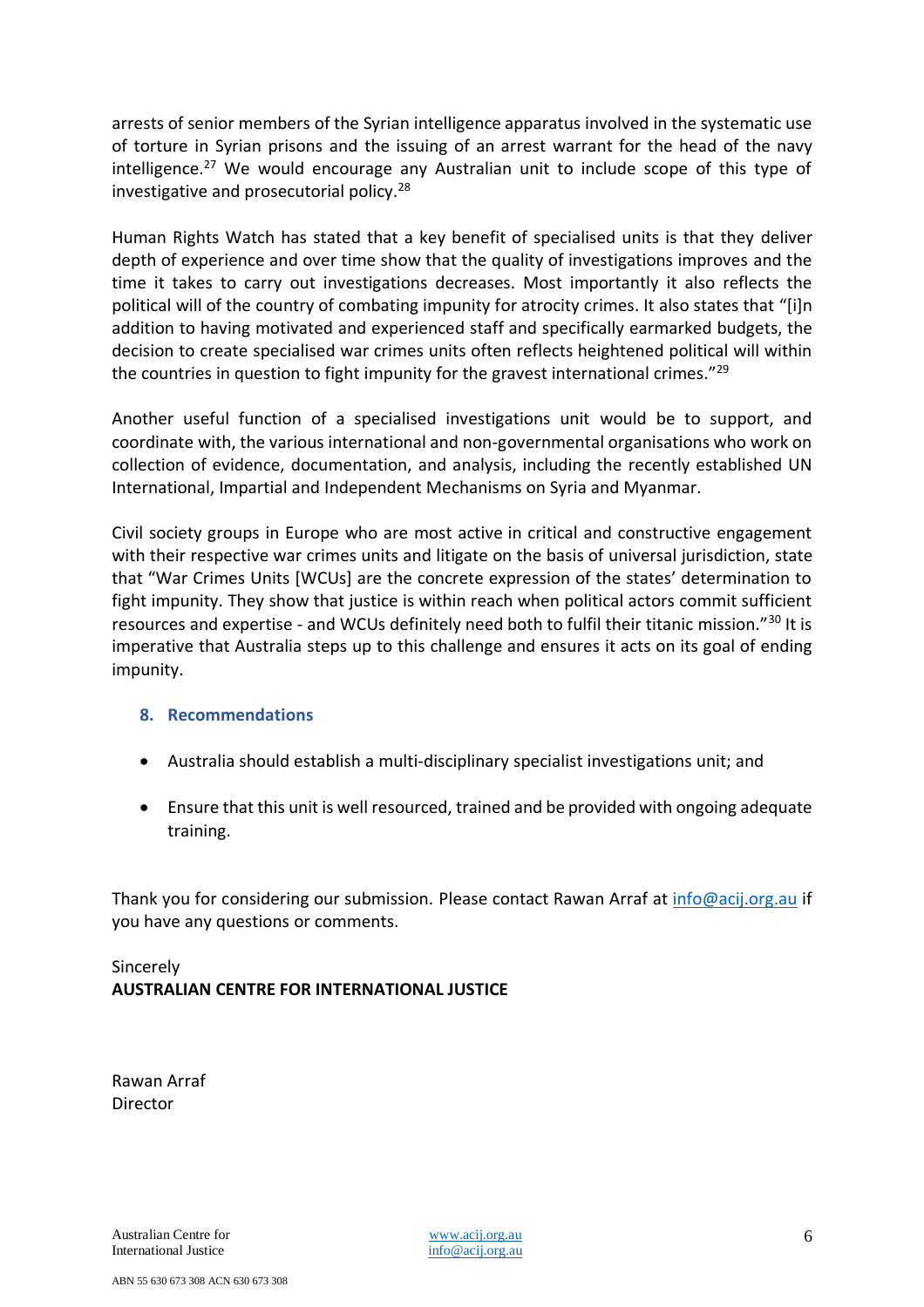arrests of senior members of the Syrian intelligence apparatus involved in the systematic use of torture in Syrian prisons and the issuing of an arrest warrant for the head of the navy intelligence.[27] We would encourage any Australian unit to include scope of this type of investigative and prosecutorial policy.[28]

Human Rights Watch has stated that a key benefit of specialised units is that they deliver depth of experience and over time show that the quality of investigations improves and the time it takes to carry out investigations decreases. Most importantly it also reflects the political will of the country of combating impunity for atrocity crimes. It also states that "[i]n addition to having motivated and experienced staff and specifically earmarked budgets, the decision to create specialised war crimes units often reflects heightened political will within the countries in question to fight impunity for the gravest international crimes."[29]

Another useful function of a specialised investigations unit would be to support, and coordinate with, the various international and non-governmental organisations who work on collection of evidence, documentation, and analysis, including the recently established UN International, Impartial and Independent Mechanisms on Syria and Myanmar.

Civil society groups in Europe who are most active in critical and constructive engagement with their respective war crimes units and litigate on the basis of universal jurisdiction, state that "War Crimes Units [WCUs] are the concrete expression of the states' determination to fight impunity. They show that justice is within reach when political actors commit sufficient resources and expertise - and WCUs definitely need both to fulfil their titanic mission."[30] It is imperative that Australia steps up to this challenge and ensures it acts on its goal of ending impunity.

## 8. Recommendations

- Australia should establish a multi-disciplinary specialist investigations unit; and
- Ensure that this unit is well resourced, trained and be provided with ongoing adequate training.

Thank you for considering our submission. Please contact Rawan Arraf at info@acij.org.au if you have any questions or comments.

Sincerely
**AUSTRALIAN CENTRE FOR INTERNATIONAL JUSTICE**

Rawan Arraf
Director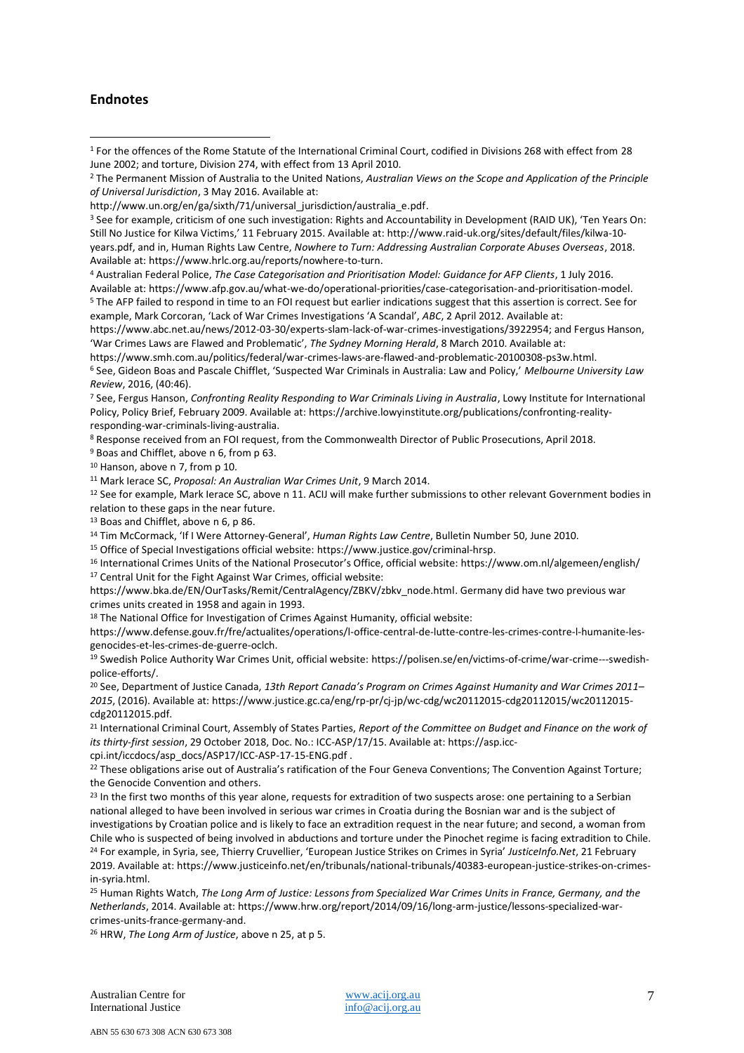## Endnotes

[1] For the offences of the Rome Statute of the International Criminal Court, codified in Divisions 268 with effect from 28 June 2002; and torture, Division 274, with effect from 13 April 2010.

[2] The Permanent Mission of Australia to the United Nations, *Australian Views on the Scope and Application of the Principle of Universal Jurisdiction*, 3 May 2016. Available at: http://www.un.org/en/ga/sixth/71/universal_jurisdiction/australia_e.pdf.

[3] See for example, criticism of one such investigation: Rights and Accountability in Development (RAID UK), 'Ten Years On: Still No Justice for Kilwa Victims,' 11 February 2015. Available at: http://www.raid-uk.org/sites/default/files/kilwa-10-years.pdf, and in, Human Rights Law Centre, *Nowhere to Turn: Addressing Australian Corporate Abuses Overseas*, 2018. Available at: https://www.hrlc.org.au/reports/nowhere-to-turn.

[4] Australian Federal Police, *The Case Categorisation and Prioritisation Model: Guidance for AFP Clients*, 1 July 2016. Available at: https://www.afp.gov.au/what-we-do/operational-priorities/case-categorisation-and-prioritisation-model.

[5] The AFP failed to respond in time to an FOI request but earlier indications suggest that this assertion is correct. See for example, Mark Corcoran, 'Lack of War Crimes Investigations 'A Scandal', *ABC*, 2 April 2012. Available at: https://www.abc.net.au/news/2012-03-30/experts-slam-lack-of-war-crimes-investigations/3922954; and Fergus Hanson, 'War Crimes Laws are Flawed and Problematic', *The Sydney Morning Herald*, 8 March 2010. Available at: https://www.smh.com.au/politics/federal/war-crimes-laws-are-flawed-and-problematic-20100308-ps3w.html.

[6] See, Gideon Boas and Pascale Chifflet, 'Suspected War Criminals in Australia: Law and Policy,' *Melbourne University Law Review*, 2016, (40:46).

[7] See, Fergus Hanson, *Confronting Reality Responding to War Criminals Living in Australia*, Lowy Institute for International Policy, Policy Brief, February 2009. Available at: https://archive.lowyinstitute.org/publications/confronting-reality-responding-war-criminals-living-australia.

[8] Response received from an FOI request, from the Commonwealth Director of Public Prosecutions, April 2018.

[9] Boas and Chifflet, above n 6, from p 63.

[10] Hanson, above n 7, from p 10.

[11] Mark Ierace SC, *Proposal: An Australian War Crimes Unit*, 9 March 2014.

[12] See for example, Mark Ierace SC, above n 11. ACIJ will make further submissions to other relevant Government bodies in relation to these gaps in the near future.

[13] Boas and Chifflet, above n 6, p 86.

[14] Tim McCormack, 'If I Were Attorney-General', *Human Rights Law Centre*, Bulletin Number 50, June 2010.

[15] Office of Special Investigations official website: https://www.justice.gov/criminal-hrsp.

[16] International Crimes Units of the National Prosecutor's Office, official website: https://www.om.nl/algemeen/english/

[17] Central Unit for the Fight Against War Crimes, official website: https://www.bka.de/EN/OurTasks/Remit/CentralAgency/ZBKV/zbkv_node.html. Germany did have two previous war crimes units created in 1958 and again in 1993.

[18] The National Office for Investigation of Crimes Against Humanity, official website: https://www.defense.gouv.fr/fre/actualites/operations/l-office-central-de-lutte-contre-les-crimes-contre-l-humanite-les-genocides-et-les-crimes-de-guerre-oclch.

[19] Swedish Police Authority War Crimes Unit, official website: https://polisen.se/en/victims-of-crime/war-crime---swedish-police-efforts/.

[20] See, Department of Justice Canada, *13th Report Canada's Program on Crimes Against Humanity and War Crimes 2011–2015*, (2016). Available at: https://www.justice.gc.ca/eng/rp-pr/cj-jp/wc-cdg/wc20112015-cdg20112015/wc20112015-cdg20112015.pdf.

[21] International Criminal Court, Assembly of States Parties, *Report of the Committee on Budget and Finance on the work of its thirty-first session*, 29 October 2018, Doc. No.: ICC-ASP/17/15. Available at: https://asp.icc-cpi.int/iccdocs/asp_docs/ASP17/ICC-ASP-17-15-ENG.pdf .

[22] These obligations arise out of Australia's ratification of the Four Geneva Conventions; The Convention Against Torture; the Genocide Convention and others.

[23] In the first two months of this year alone, requests for extradition of two suspects arose: one pertaining to a Serbian national alleged to have been involved in serious war crimes in Croatia during the Bosnian war and is the subject of investigations by Croatian police and is likely to face an extradition request in the near future; and second, a woman from Chile who is suspected of being involved in abductions and torture under the Pinochet regime is facing extradition to Chile.

[24] For example, in Syria, see, Thierry Cruvellier, 'European Justice Strikes on Crimes in Syria' *JusticeInfo.Net*, 21 February 2019. Available at: https://www.justiceinfo.net/en/tribunals/national-tribunals/40383-european-justice-strikes-on-crimes-in-syria.html.

[25] Human Rights Watch, *The Long Arm of Justice: Lessons from Specialized War Crimes Units in France, Germany, and the Netherlands*, 2014. Available at: https://www.hrw.org/report/2014/09/16/long-arm-justice/lessons-specialized-war-crimes-units-france-germany-and.

[26] HRW, *The Long Arm of Justice*, above n 25, at p 5.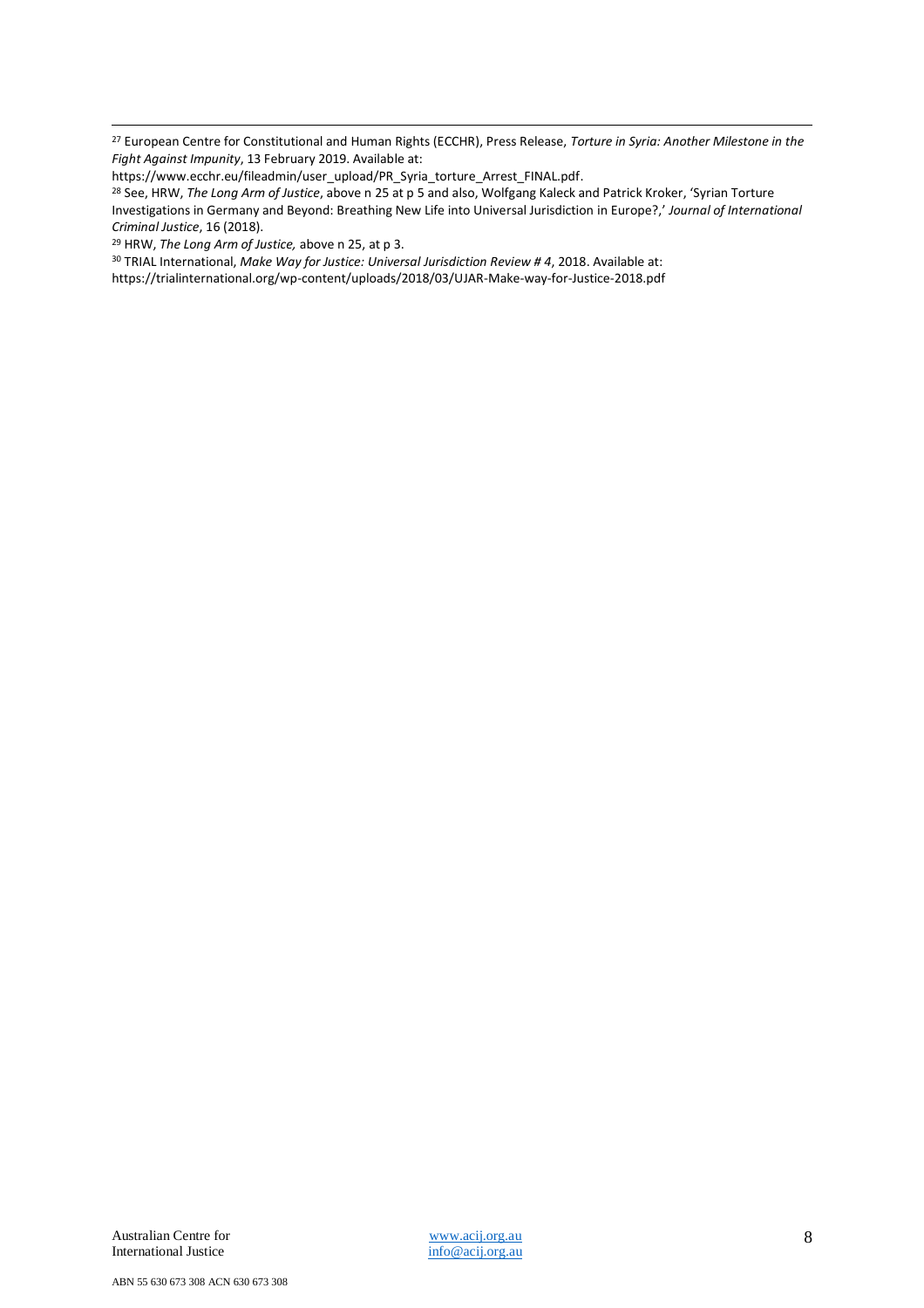[27] European Centre for Constitutional and Human Rights (ECCHR), Press Release, *Torture in Syria: Another Milestone in the Fight Against Impunity*, 13 February 2019. Available at: https://www.ecchr.eu/fileadmin/user_upload/PR_Syria_torture_Arrest_FINAL.pdf.

[28] See, HRW, *The Long Arm of Justice*, above n 25 at p 5 and also, Wolfgang Kaleck and Patrick Kroker, 'Syrian Torture Investigations in Germany and Beyond: Breathing New Life into Universal Jurisdiction in Europe?,' *Journal of International Criminal Justice*, 16 (2018).

[29] HRW, *The Long Arm of Justice,* above n 25, at p 3.

[30] TRIAL International, *Make Way for Justice: Universal Jurisdiction Review # 4*, 2018. Available at: https://trialinternational.org/wp-content/uploads/2018/03/UJAR-Make-way-for-Justice-2018.pdf